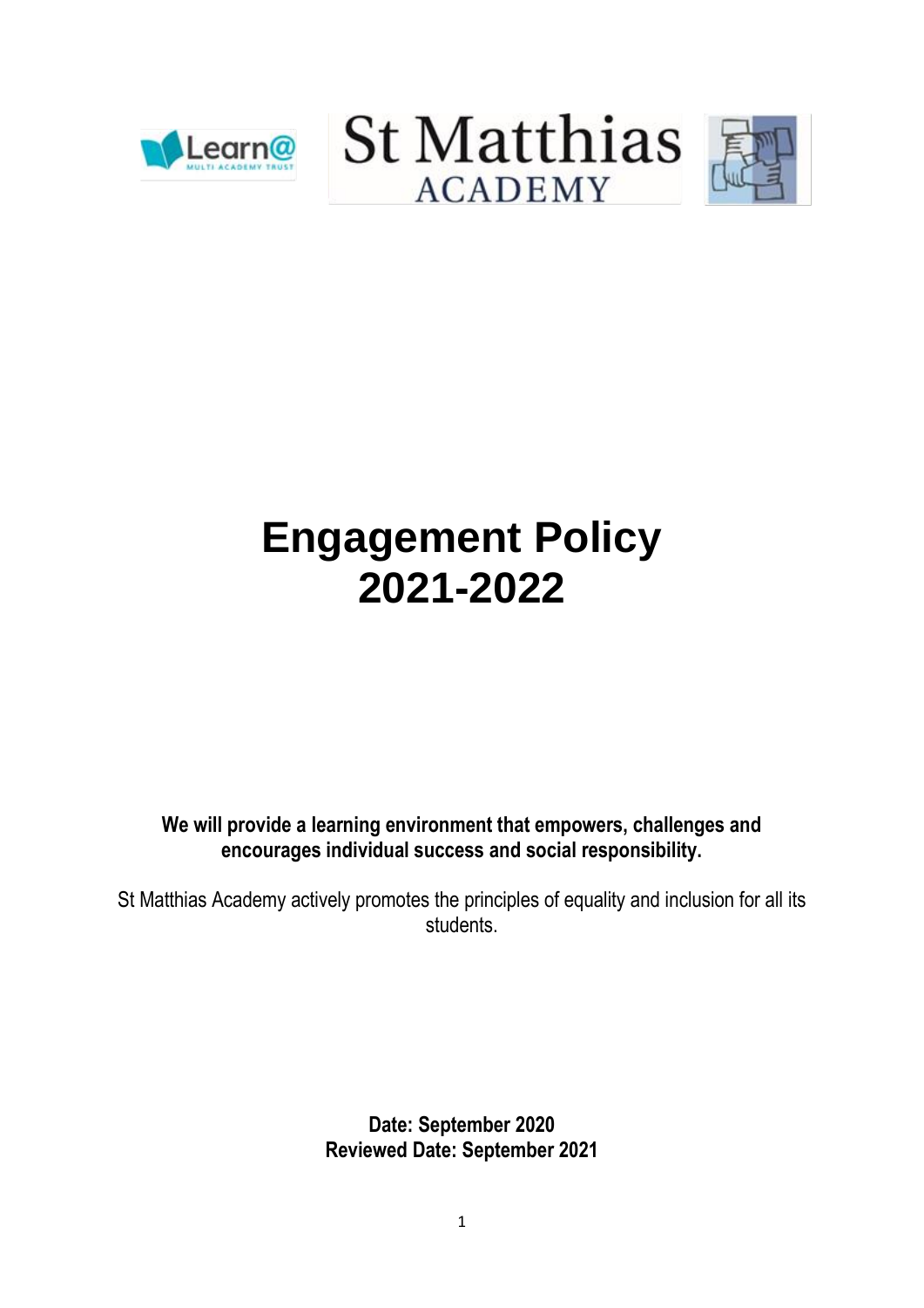# Engagement Policy 2021-2022

**We will provide a learning environment that empowers, challenges and encourages individual success and social responsibility.**

St Matthias Academy actively promotes the principles of equality and inclusion for all its students.

**Date: September 2020**
**Reviewed Date: September 2021**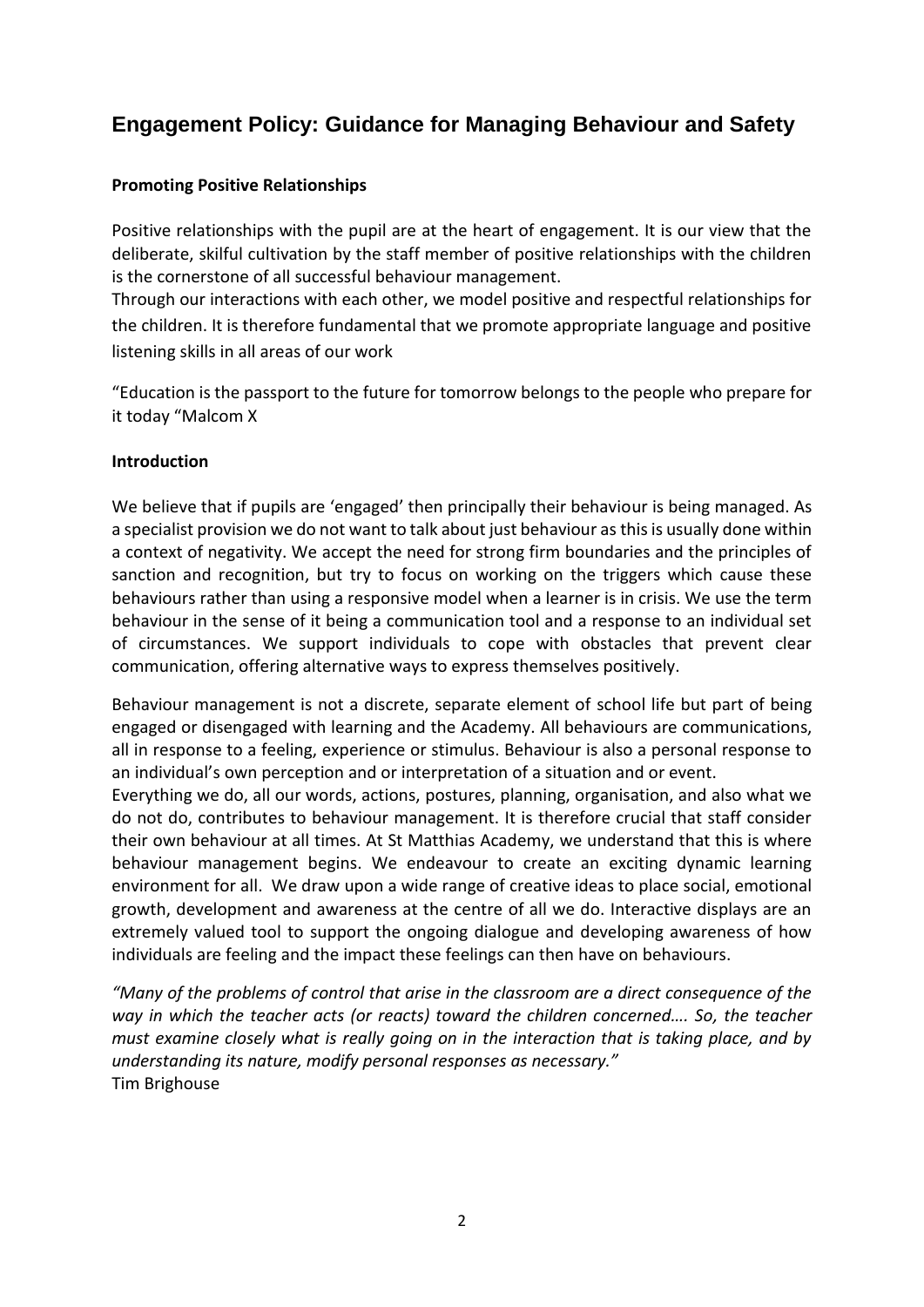# Engagement Policy: Guidance for Managing Behaviour and Safety

**Promoting Positive Relationships**

Positive relationships with the pupil are at the heart of engagement. It is our view that the deliberate, skilful cultivation by the staff member of positive relationships with the children is the cornerstone of all successful behaviour management.
Through our interactions with each other, we model positive and respectful relationships for the children. It is therefore fundamental that we promote appropriate language and positive listening skills in all areas of our work

"Education is the passport to the future for tomorrow belongs to the people who prepare for it today "Malcom X

**Introduction**

We believe that if pupils are 'engaged' then principally their behaviour is being managed. As a specialist provision we do not want to talk about just behaviour as this is usually done within a context of negativity. We accept the need for strong firm boundaries and the principles of sanction and recognition, but try to focus on working on the triggers which cause these behaviours rather than using a responsive model when a learner is in crisis. We use the term behaviour in the sense of it being a communication tool and a response to an individual set of circumstances. We support individuals to cope with obstacles that prevent clear communication, offering alternative ways to express themselves positively.

Behaviour management is not a discrete, separate element of school life but part of being engaged or disengaged with learning and the Academy. All behaviours are communications, all in response to a feeling, experience or stimulus. Behaviour is also a personal response to an individual's own perception and or interpretation of a situation and or event.
Everything we do, all our words, actions, postures, planning, organisation, and also what we do not do, contributes to behaviour management. It is therefore crucial that staff consider their own behaviour at all times. At St Matthias Academy, we understand that this is where behaviour management begins. We endeavour to create an exciting dynamic learning environment for all. We draw upon a wide range of creative ideas to place social, emotional growth, development and awareness at the centre of all we do. Interactive displays are an extremely valued tool to support the ongoing dialogue and developing awareness of how individuals are feeling and the impact these feelings can then have on behaviours.

*"Many of the problems of control that arise in the classroom are a direct consequence of the way in which the teacher acts (or reacts) toward the children concerned…. So, the teacher must examine closely what is really going on in the interaction that is taking place, and by understanding its nature, modify personal responses as necessary."*
Tim Brighouse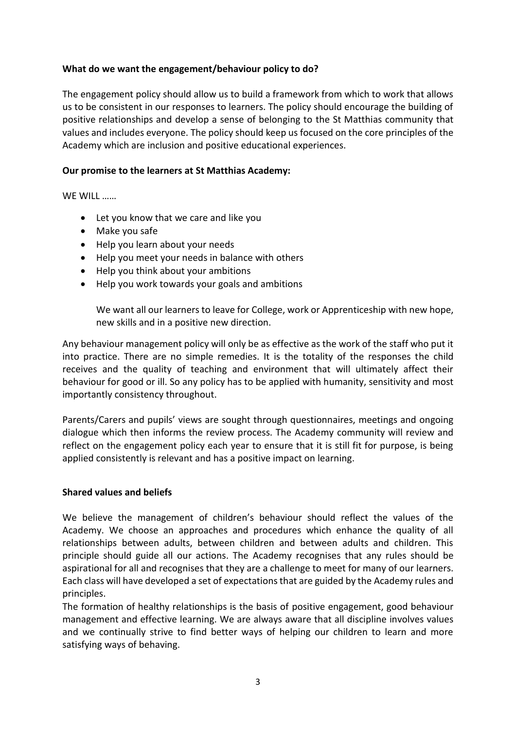**What do we want the engagement/behaviour policy to do?**

The engagement policy should allow us to build a framework from which to work that allows us to be consistent in our responses to learners. The policy should encourage the building of positive relationships and develop a sense of belonging to the St Matthias community that values and includes everyone. The policy should keep us focused on the core principles of the Academy which are inclusion and positive educational experiences.

**Our promise to the learners at St Matthias Academy:**

WE WILL ……

- Let you know that we care and like you
- Make you safe
- Help you learn about your needs
- Help you meet your needs in balance with others
- Help you think about your ambitions
- Help you work towards your goals and ambitions

  We want all our learners to leave for College, work or Apprenticeship with new hope, new skills and in a positive new direction.

Any behaviour management policy will only be as effective as the work of the staff who put it into practice. There are no simple remedies. It is the totality of the responses the child receives and the quality of teaching and environment that will ultimately affect their behaviour for good or ill. So any policy has to be applied with humanity, sensitivity and most importantly consistency throughout.

Parents/Carers and pupils' views are sought through questionnaires, meetings and ongoing dialogue which then informs the review process. The Academy community will review and reflect on the engagement policy each year to ensure that it is still fit for purpose, is being applied consistently is relevant and has a positive impact on learning.

**Shared values and beliefs**

We believe the management of children's behaviour should reflect the values of the Academy. We choose an approaches and procedures which enhance the quality of all relationships between adults, between children and between adults and children. This principle should guide all our actions. The Academy recognises that any rules should be aspirational for all and recognises that they are a challenge to meet for many of our learners. Each class will have developed a set of expectations that are guided by the Academy rules and principles.

The formation of healthy relationships is the basis of positive engagement, good behaviour management and effective learning. We are always aware that all discipline involves values and we continually strive to find better ways of helping our children to learn and more satisfying ways of behaving.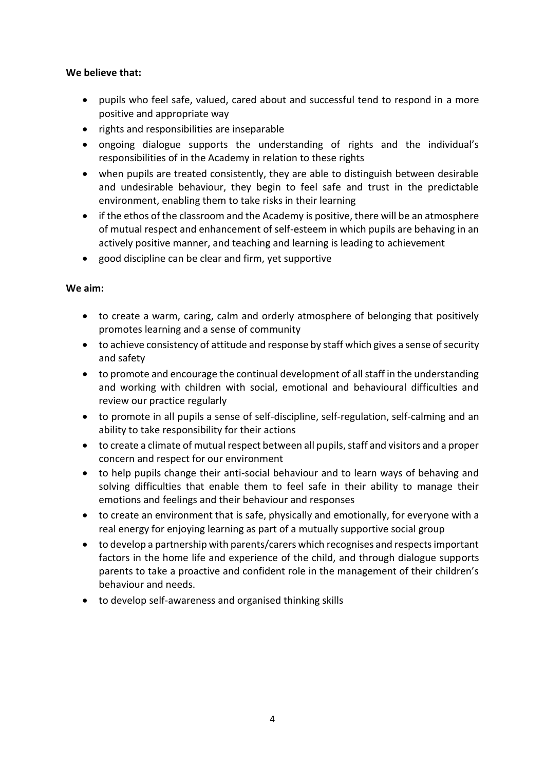**We believe that:**

- pupils who feel safe, valued, cared about and successful tend to respond in a more positive and appropriate way
- rights and responsibilities are inseparable
- ongoing dialogue supports the understanding of rights and the individual's responsibilities of in the Academy in relation to these rights
- when pupils are treated consistently, they are able to distinguish between desirable and undesirable behaviour, they begin to feel safe and trust in the predictable environment, enabling them to take risks in their learning
- if the ethos of the classroom and the Academy is positive, there will be an atmosphere of mutual respect and enhancement of self-esteem in which pupils are behaving in an actively positive manner, and teaching and learning is leading to achievement
- good discipline can be clear and firm, yet supportive

**We aim:**

- to create a warm, caring, calm and orderly atmosphere of belonging that positively promotes learning and a sense of community
- to achieve consistency of attitude and response by staff which gives a sense of security and safety
- to promote and encourage the continual development of all staff in the understanding and working with children with social, emotional and behavioural difficulties and review our practice regularly
- to promote in all pupils a sense of self-discipline, self-regulation, self-calming and an ability to take responsibility for their actions
- to create a climate of mutual respect between all pupils, staff and visitors and a proper concern and respect for our environment
- to help pupils change their anti-social behaviour and to learn ways of behaving and solving difficulties that enable them to feel safe in their ability to manage their emotions and feelings and their behaviour and responses
- to create an environment that is safe, physically and emotionally, for everyone with a real energy for enjoying learning as part of a mutually supportive social group
- to develop a partnership with parents/carers which recognises and respects important factors in the home life and experience of the child, and through dialogue supports parents to take a proactive and confident role in the management of their children's behaviour and needs.
- to develop self-awareness and organised thinking skills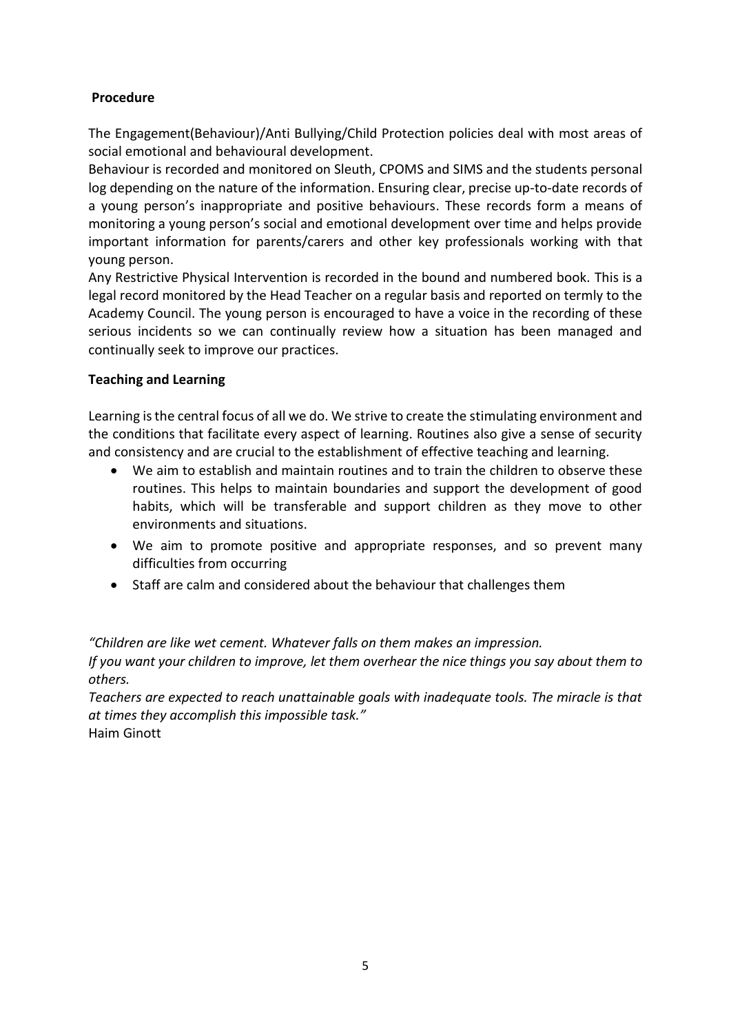**Procedure**

The Engagement(Behaviour)/Anti Bullying/Child Protection policies deal with most areas of social emotional and behavioural development.

Behaviour is recorded and monitored on Sleuth, CPOMS and SIMS and the students personal log depending on the nature of the information. Ensuring clear, precise up-to-date records of a young person's inappropriate and positive behaviours. These records form a means of monitoring a young person's social and emotional development over time and helps provide important information for parents/carers and other key professionals working with that young person.

Any Restrictive Physical Intervention is recorded in the bound and numbered book. This is a legal record monitored by the Head Teacher on a regular basis and reported on termly to the Academy Council. The young person is encouraged to have a voice in the recording of these serious incidents so we can continually review how a situation has been managed and continually seek to improve our practices.

**Teaching and Learning**

Learning is the central focus of all we do. We strive to create the stimulating environment and the conditions that facilitate every aspect of learning. Routines also give a sense of security and consistency and are crucial to the establishment of effective teaching and learning.

- We aim to establish and maintain routines and to train the children to observe these routines. This helps to maintain boundaries and support the development of good habits, which will be transferable and support children as they move to other environments and situations.
- We aim to promote positive and appropriate responses, and so prevent many difficulties from occurring
- Staff are calm and considered about the behaviour that challenges them

*"Children are like wet cement. Whatever falls on them makes an impression.*
*If you want your children to improve, let them overhear the nice things you say about them to others.*
*Teachers are expected to reach unattainable goals with inadequate tools. The miracle is that at times they accomplish this impossible task."*
Haim Ginott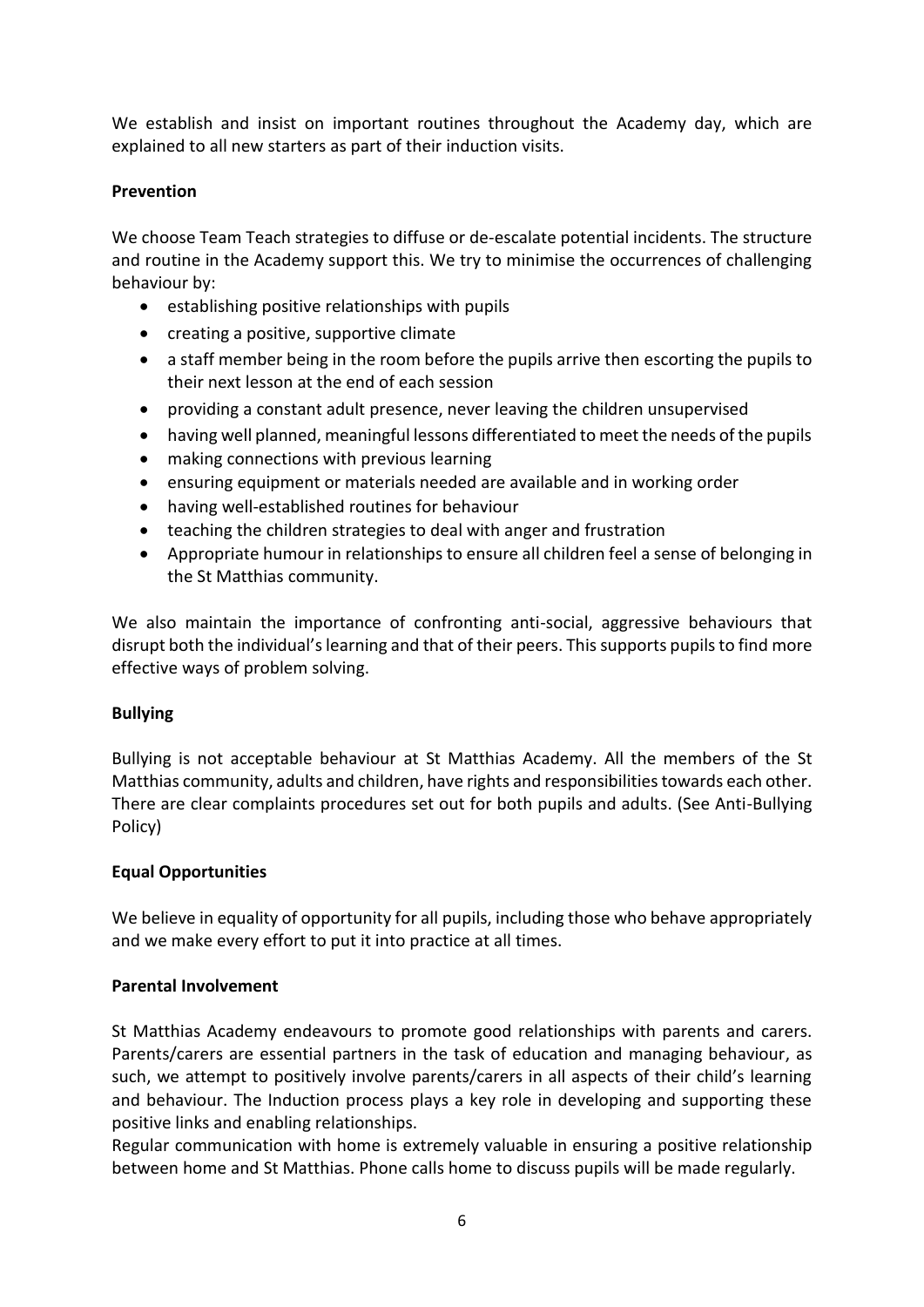We establish and insist on important routines throughout the Academy day, which are explained to all new starters as part of their induction visits.

**Prevention**

We choose Team Teach strategies to diffuse or de-escalate potential incidents. The structure and routine in the Academy support this. We try to minimise the occurrences of challenging behaviour by:

- establishing positive relationships with pupils
- creating a positive, supportive climate
- a staff member being in the room before the pupils arrive then escorting the pupils to their next lesson at the end of each session
- providing a constant adult presence, never leaving the children unsupervised
- having well planned, meaningful lessons differentiated to meet the needs of the pupils
- making connections with previous learning
- ensuring equipment or materials needed are available and in working order
- having well-established routines for behaviour
- teaching the children strategies to deal with anger and frustration
- Appropriate humour in relationships to ensure all children feel a sense of belonging in the St Matthias community.

We also maintain the importance of confronting anti-social, aggressive behaviours that disrupt both the individual's learning and that of their peers. This supports pupils to find more effective ways of problem solving.

**Bullying**

Bullying is not acceptable behaviour at St Matthias Academy. All the members of the St Matthias community, adults and children, have rights and responsibilities towards each other. There are clear complaints procedures set out for both pupils and adults. (See Anti-Bullying Policy)

**Equal Opportunities**

We believe in equality of opportunity for all pupils, including those who behave appropriately and we make every effort to put it into practice at all times.

**Parental Involvement**

St Matthias Academy endeavours to promote good relationships with parents and carers. Parents/carers are essential partners in the task of education and managing behaviour, as such, we attempt to positively involve parents/carers in all aspects of their child's learning and behaviour. The Induction process plays a key role in developing and supporting these positive links and enabling relationships.

Regular communication with home is extremely valuable in ensuring a positive relationship between home and St Matthias. Phone calls home to discuss pupils will be made regularly.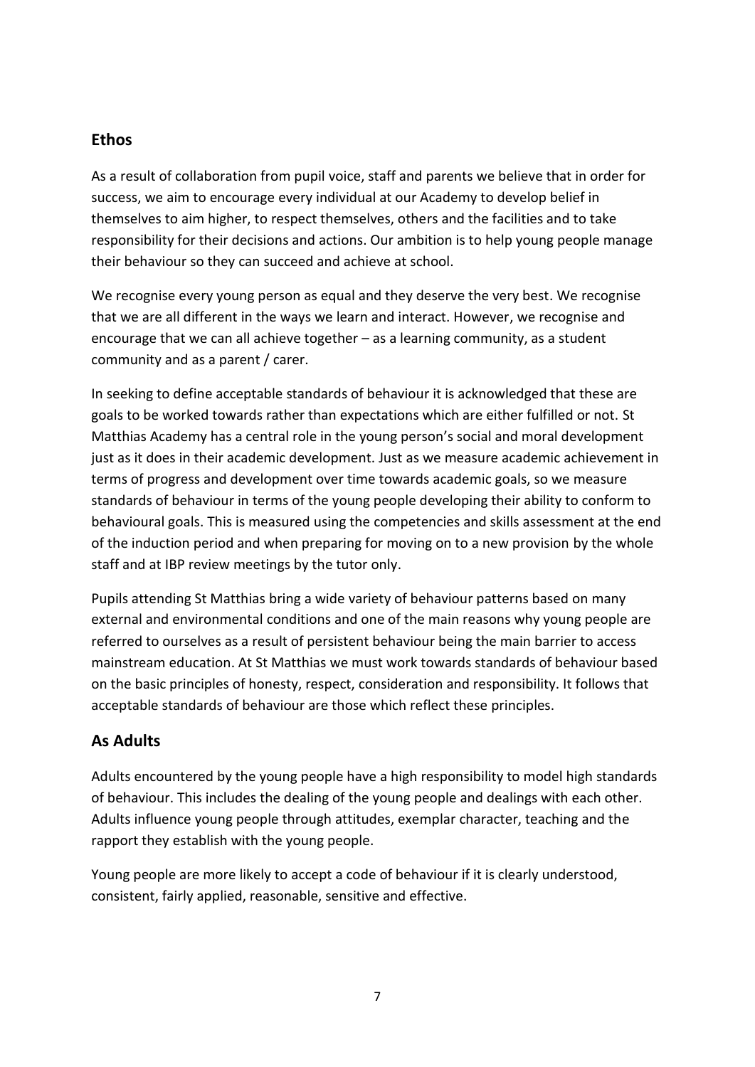## Ethos

As a result of collaboration from pupil voice, staff and parents we believe that in order for success, we aim to encourage every individual at our Academy to develop belief in themselves to aim higher, to respect themselves, others and the facilities and to take responsibility for their decisions and actions. Our ambition is to help young people manage their behaviour so they can succeed and achieve at school.

We recognise every young person as equal and they deserve the very best. We recognise that we are all different in the ways we learn and interact. However, we recognise and encourage that we can all achieve together – as a learning community, as a student community and as a parent / carer.

In seeking to define acceptable standards of behaviour it is acknowledged that these are goals to be worked towards rather than expectations which are either fulfilled or not. St Matthias Academy has a central role in the young person's social and moral development just as it does in their academic development. Just as we measure academic achievement in terms of progress and development over time towards academic goals, so we measure standards of behaviour in terms of the young people developing their ability to conform to behavioural goals. This is measured using the competencies and skills assessment at the end of the induction period and when preparing for moving on to a new provision by the whole staff and at IBP review meetings by the tutor only.

Pupils attending St Matthias bring a wide variety of behaviour patterns based on many external and environmental conditions and one of the main reasons why young people are referred to ourselves as a result of persistent behaviour being the main barrier to access mainstream education. At St Matthias we must work towards standards of behaviour based on the basic principles of honesty, respect, consideration and responsibility. It follows that acceptable standards of behaviour are those which reflect these principles.

## As Adults

Adults encountered by the young people have a high responsibility to model high standards of behaviour. This includes the dealing of the young people and dealings with each other. Adults influence young people through attitudes, exemplar character, teaching and the rapport they establish with the young people.

Young people are more likely to accept a code of behaviour if it is clearly understood, consistent, fairly applied, reasonable, sensitive and effective.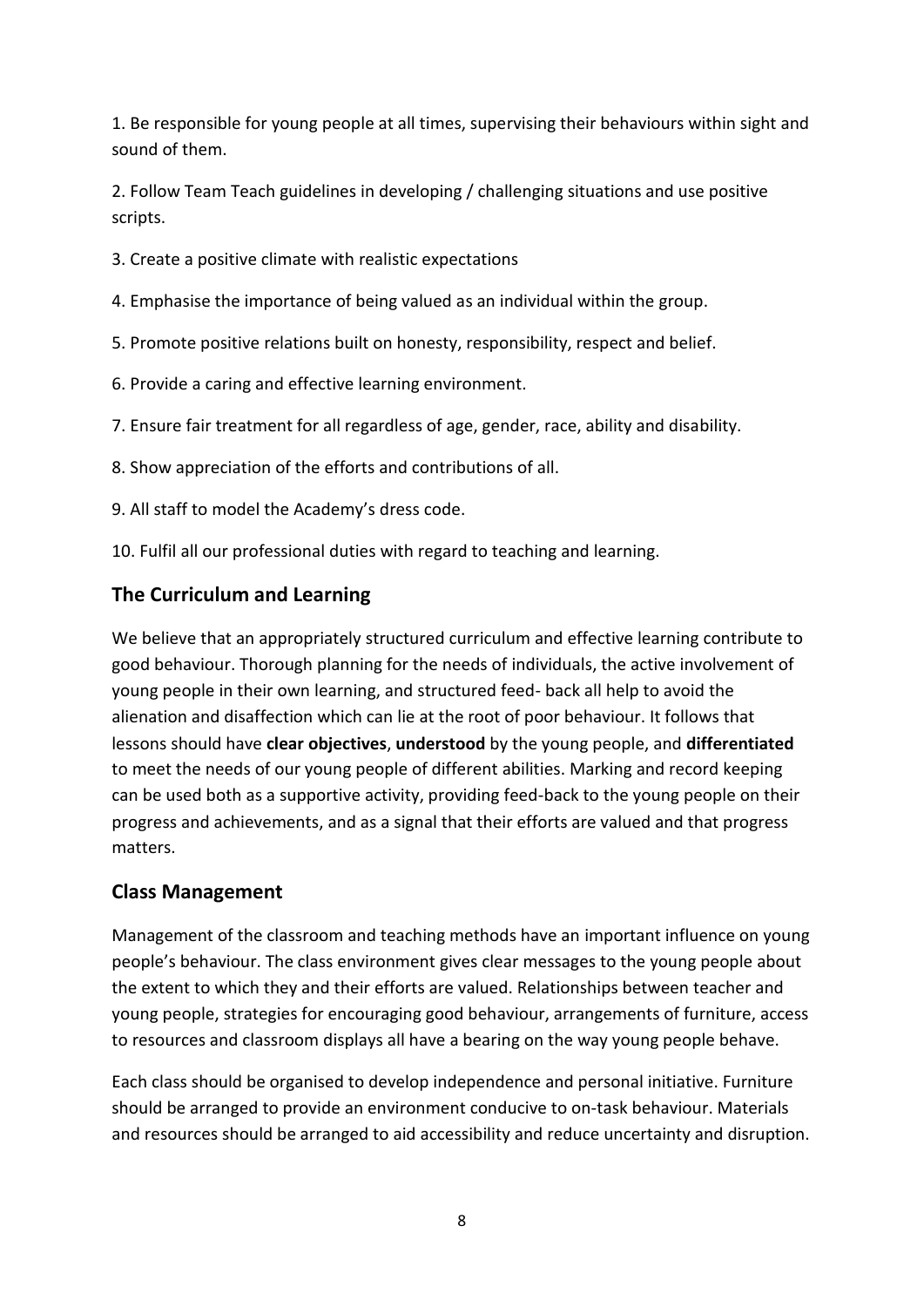1. Be responsible for young people at all times, supervising their behaviours within sight and sound of them.

2. Follow Team Teach guidelines in developing / challenging situations and use positive scripts.

3. Create a positive climate with realistic expectations

4. Emphasise the importance of being valued as an individual within the group.

5. Promote positive relations built on honesty, responsibility, respect and belief.

6. Provide a caring and effective learning environment.

7. Ensure fair treatment for all regardless of age, gender, race, ability and disability.

8. Show appreciation of the efforts and contributions of all.

9. All staff to model the Academy's dress code.

10. Fulfil all our professional duties with regard to teaching and learning.

## The Curriculum and Learning

We believe that an appropriately structured curriculum and effective learning contribute to good behaviour. Thorough planning for the needs of individuals, the active involvement of young people in their own learning, and structured feed- back all help to avoid the alienation and disaffection which can lie at the root of poor behaviour. It follows that lessons should have **clear objectives**, **understood** by the young people, and **differentiated** to meet the needs of our young people of different abilities. Marking and record keeping can be used both as a supportive activity, providing feed-back to the young people on their progress and achievements, and as a signal that their efforts are valued and that progress matters.

## Class Management

Management of the classroom and teaching methods have an important influence on young people's behaviour. The class environment gives clear messages to the young people about the extent to which they and their efforts are valued. Relationships between teacher and young people, strategies for encouraging good behaviour, arrangements of furniture, access to resources and classroom displays all have a bearing on the way young people behave.

Each class should be organised to develop independence and personal initiative. Furniture should be arranged to provide an environment conducive to on-task behaviour. Materials and resources should be arranged to aid accessibility and reduce uncertainty and disruption.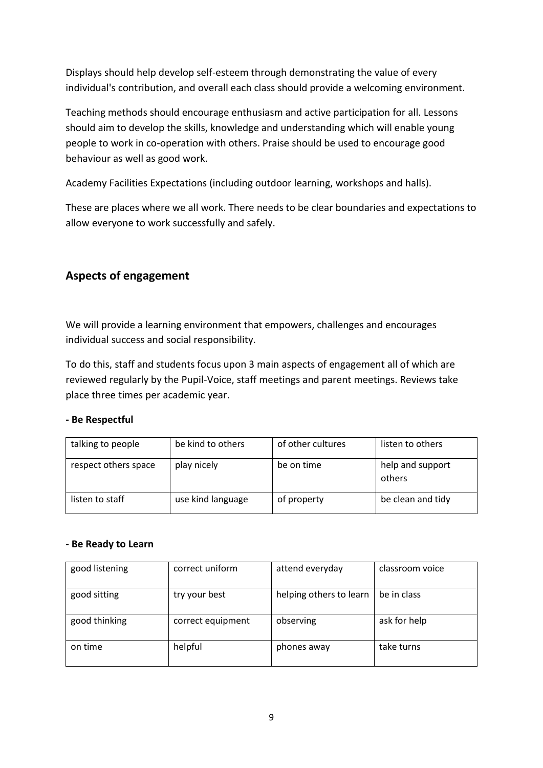Displays should help develop self-esteem through demonstrating the value of every individual's contribution, and overall each class should provide a welcoming environment.

Teaching methods should encourage enthusiasm and active participation for all. Lessons should aim to develop the skills, knowledge and understanding which will enable young people to work in co-operation with others. Praise should be used to encourage good behaviour as well as good work.

Academy Facilities Expectations (including outdoor learning, workshops and halls).

These are places where we all work. There needs to be clear boundaries and expectations to allow everyone to work successfully and safely.

## Aspects of engagement

We will provide a learning environment that empowers, challenges and encourages individual success and social responsibility.

To do this, staff and students focus upon 3 main aspects of engagement all of which are reviewed regularly by the Pupil-Voice, staff meetings and parent meetings. Reviews take place three times per academic year.

**- Be Respectful**

| | | | |
|---|---|---|---|
| talking to people | be kind to others | of other cultures | listen to others |
| respect others space | play nicely | be on time | help and support others |
| listen to staff | use kind language | of property | be clean and tidy |

**- Be Ready to Learn**

| | | | |
|---|---|---|---|
| good listening | correct uniform | attend everyday | classroom voice |
| good sitting | try your best | helping others to learn | be in class |
| good thinking | correct equipment | observing | ask for help |
| on time | helpful | phones away | take turns |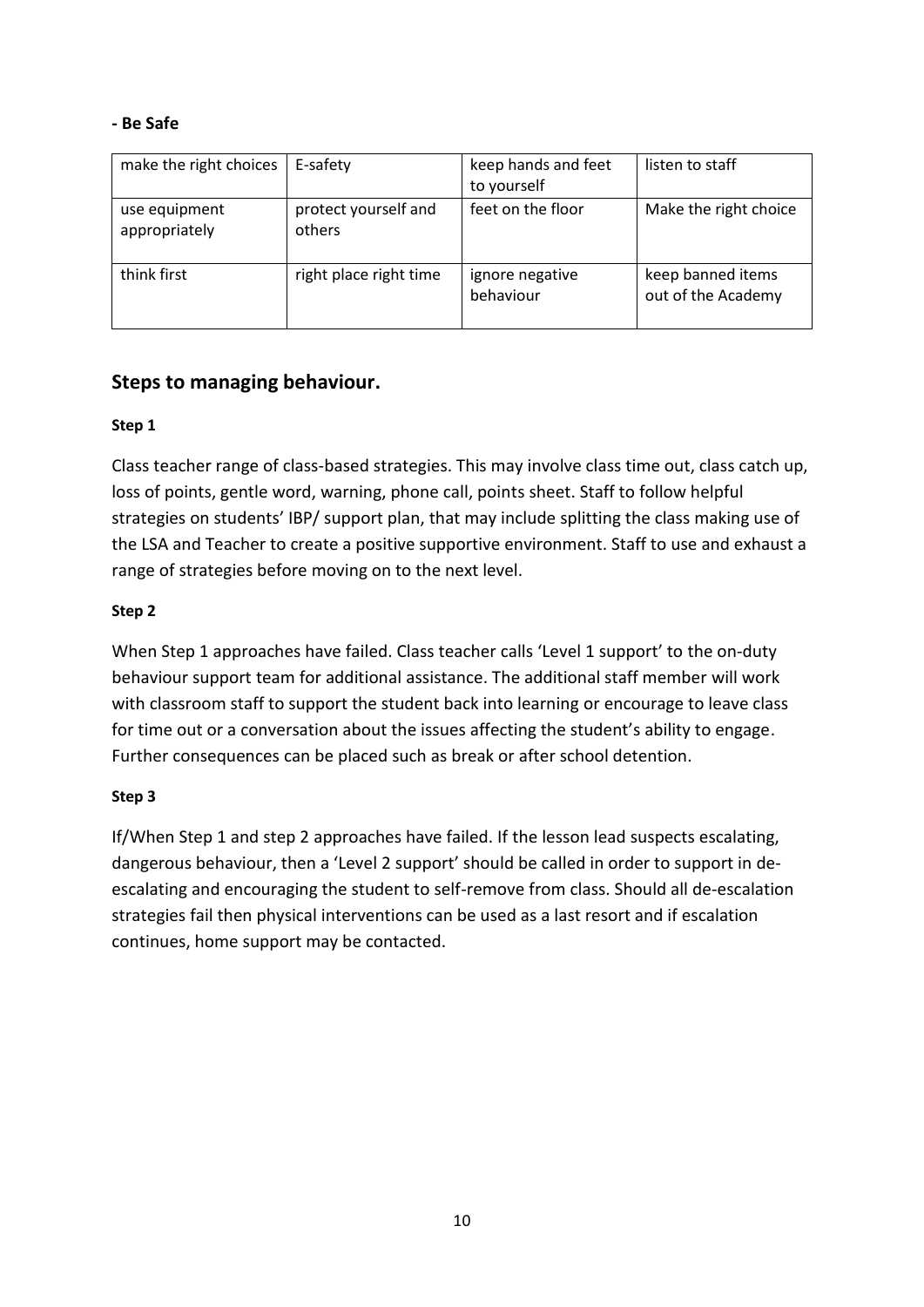**- Be Safe**

| make the right choices | E-safety | keep hands and feet to yourself | listen to staff |
|---|---|---|---|
| use equipment appropriately | protect yourself and others | feet on the floor | Make the right choice |
| think first | right place right time | ignore negative behaviour | keep banned items out of the Academy |

## Steps to managing behaviour.

**Step 1**

Class teacher range of class-based strategies. This may involve class time out, class catch up, loss of points, gentle word, warning, phone call, points sheet. Staff to follow helpful strategies on students' IBP/ support plan, that may include splitting the class making use of the LSA and Teacher to create a positive supportive environment. Staff to use and exhaust a range of strategies before moving on to the next level.

**Step 2**

When Step 1 approaches have failed. Class teacher calls 'Level 1 support' to the on-duty behaviour support team for additional assistance. The additional staff member will work with classroom staff to support the student back into learning or encourage to leave class for time out or a conversation about the issues affecting the student's ability to engage. Further consequences can be placed such as break or after school detention.

**Step 3**

If/When Step 1 and step 2 approaches have failed. If the lesson lead suspects escalating, dangerous behaviour, then a 'Level 2 support' should be called in order to support in de-escalating and encouraging the student to self-remove from class. Should all de-escalation strategies fail then physical interventions can be used as a last resort and if escalation continues, home support may be contacted.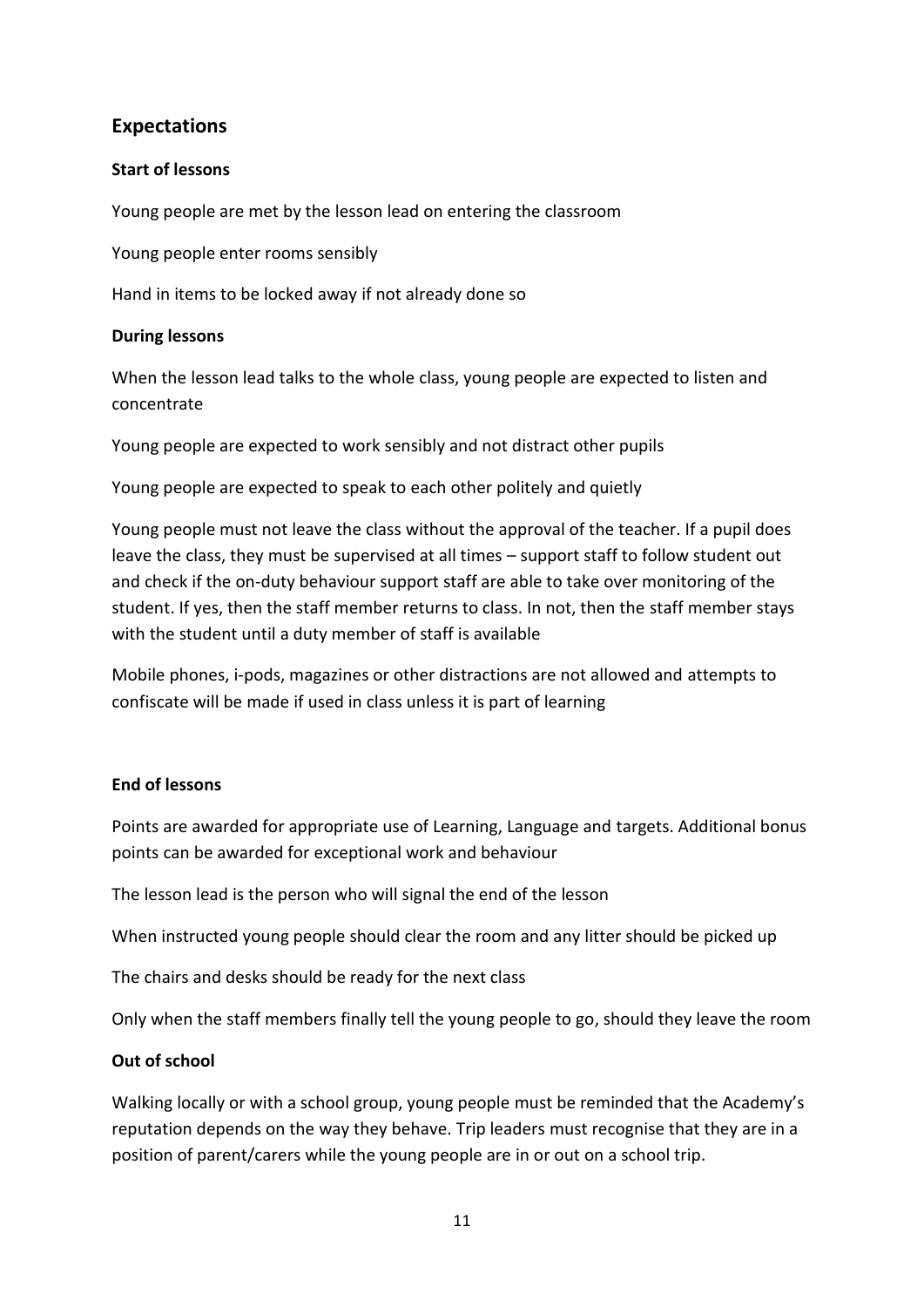## Expectations

### Start of lessons

Young people are met by the lesson lead on entering the classroom

Young people enter rooms sensibly

Hand in items to be locked away if not already done so

### During lessons

When the lesson lead talks to the whole class, young people are expected to listen and concentrate

Young people are expected to work sensibly and not distract other pupils

Young people are expected to speak to each other politely and quietly

Young people must not leave the class without the approval of the teacher. If a pupil does leave the class, they must be supervised at all times – support staff to follow student out and check if the on-duty behaviour support staff are able to take over monitoring of the student. If yes, then the staff member returns to class. In not, then the staff member stays with the student until a duty member of staff is available

Mobile phones, i-pods, magazines or other distractions are not allowed and attempts to confiscate will be made if used in class unless it is part of learning

### End of lessons

Points are awarded for appropriate use of Learning, Language and targets. Additional bonus points can be awarded for exceptional work and behaviour

The lesson lead is the person who will signal the end of the lesson

When instructed young people should clear the room and any litter should be picked up

The chairs and desks should be ready for the next class

Only when the staff members finally tell the young people to go, should they leave the room

### Out of school

Walking locally or with a school group, young people must be reminded that the Academy's reputation depends on the way they behave. Trip leaders must recognise that they are in a position of parent/carers while the young people are in or out on a school trip.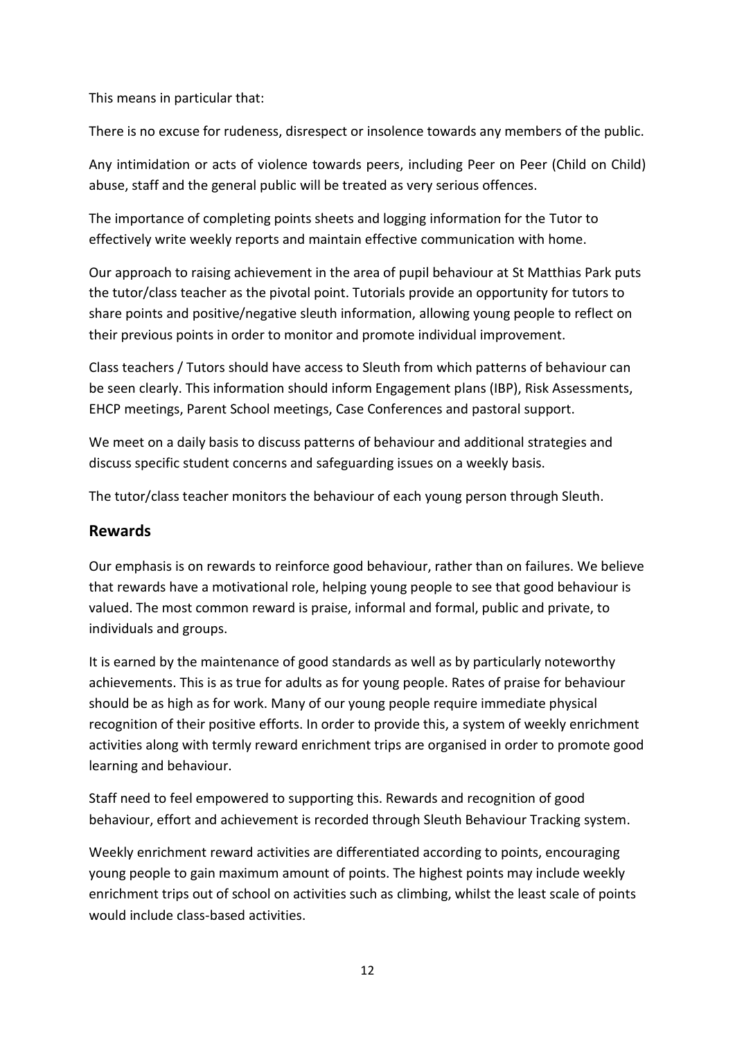This means in particular that:

There is no excuse for rudeness, disrespect or insolence towards any members of the public.

Any intimidation or acts of violence towards peers, including Peer on Peer (Child on Child) abuse, staff and the general public will be treated as very serious offences.

The importance of completing points sheets and logging information for the Tutor to effectively write weekly reports and maintain effective communication with home.

Our approach to raising achievement in the area of pupil behaviour at St Matthias Park puts the tutor/class teacher as the pivotal point. Tutorials provide an opportunity for tutors to share points and positive/negative sleuth information, allowing young people to reflect on their previous points in order to monitor and promote individual improvement.

Class teachers / Tutors should have access to Sleuth from which patterns of behaviour can be seen clearly. This information should inform Engagement plans (IBP), Risk Assessments, EHCP meetings, Parent School meetings, Case Conferences and pastoral support.

We meet on a daily basis to discuss patterns of behaviour and additional strategies and discuss specific student concerns and safeguarding issues on a weekly basis.

The tutor/class teacher monitors the behaviour of each young person through Sleuth.

## Rewards

Our emphasis is on rewards to reinforce good behaviour, rather than on failures. We believe that rewards have a motivational role, helping young people to see that good behaviour is valued. The most common reward is praise, informal and formal, public and private, to individuals and groups.

It is earned by the maintenance of good standards as well as by particularly noteworthy achievements. This is as true for adults as for young people. Rates of praise for behaviour should be as high as for work. Many of our young people require immediate physical recognition of their positive efforts. In order to provide this, a system of weekly enrichment activities along with termly reward enrichment trips are organised in order to promote good learning and behaviour.

Staff need to feel empowered to supporting this. Rewards and recognition of good behaviour, effort and achievement is recorded through Sleuth Behaviour Tracking system.

Weekly enrichment reward activities are differentiated according to points, encouraging young people to gain maximum amount of points. The highest points may include weekly enrichment trips out of school on activities such as climbing, whilst the least scale of points would include class-based activities.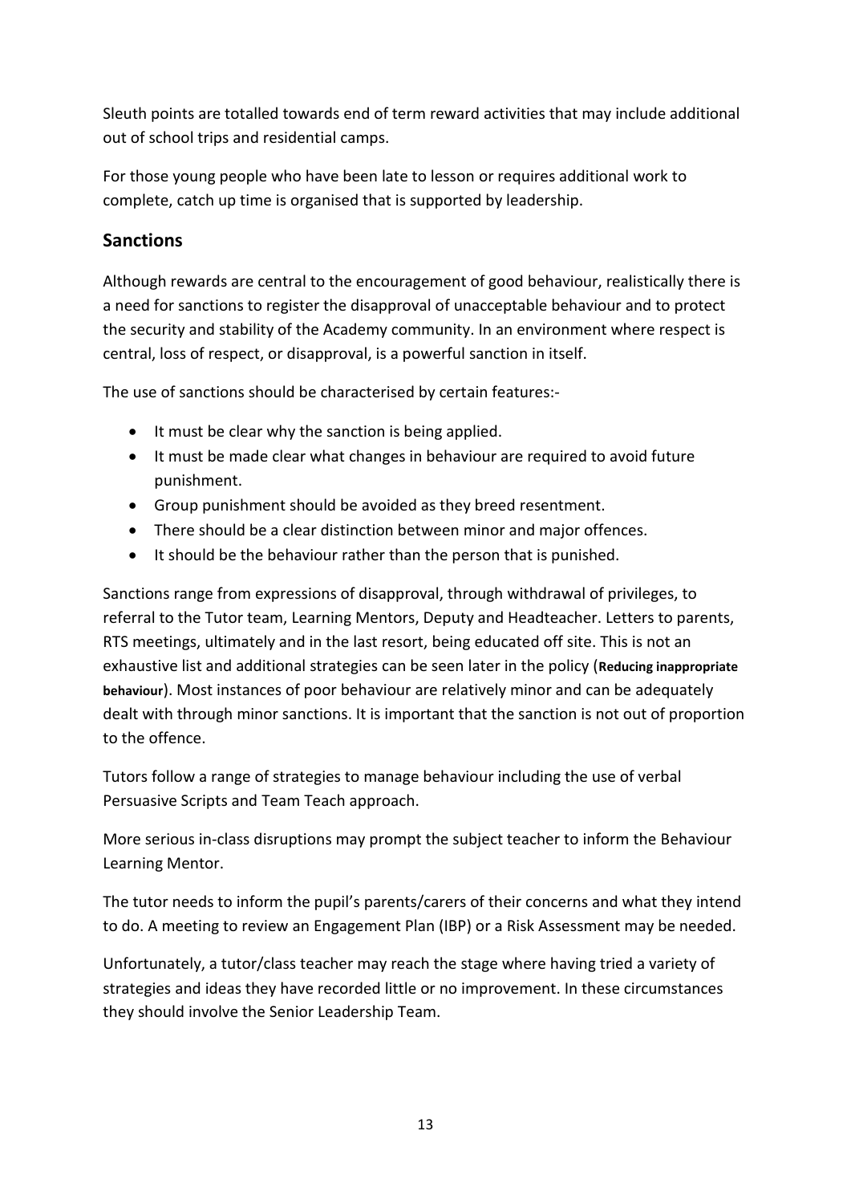Sleuth points are totalled towards end of term reward activities that may include additional out of school trips and residential camps.

For those young people who have been late to lesson or requires additional work to complete, catch up time is organised that is supported by leadership.

## Sanctions

Although rewards are central to the encouragement of good behaviour, realistically there is a need for sanctions to register the disapproval of unacceptable behaviour and to protect the security and stability of the Academy community. In an environment where respect is central, loss of respect, or disapproval, is a powerful sanction in itself.

The use of sanctions should be characterised by certain features:-

- It must be clear why the sanction is being applied.
- It must be made clear what changes in behaviour are required to avoid future punishment.
- Group punishment should be avoided as they breed resentment.
- There should be a clear distinction between minor and major offences.
- It should be the behaviour rather than the person that is punished.

Sanctions range from expressions of disapproval, through withdrawal of privileges, to referral to the Tutor team, Learning Mentors, Deputy and Headteacher. Letters to parents, RTS meetings, ultimately and in the last resort, being educated off site. This is not an exhaustive list and additional strategies can be seen later in the policy (**Reducing inappropriate behaviour**). Most instances of poor behaviour are relatively minor and can be adequately dealt with through minor sanctions. It is important that the sanction is not out of proportion to the offence.

Tutors follow a range of strategies to manage behaviour including the use of verbal Persuasive Scripts and Team Teach approach.

More serious in-class disruptions may prompt the subject teacher to inform the Behaviour Learning Mentor.

The tutor needs to inform the pupil's parents/carers of their concerns and what they intend to do. A meeting to review an Engagement Plan (IBP) or a Risk Assessment may be needed.

Unfortunately, a tutor/class teacher may reach the stage where having tried a variety of strategies and ideas they have recorded little or no improvement. In these circumstances they should involve the Senior Leadership Team.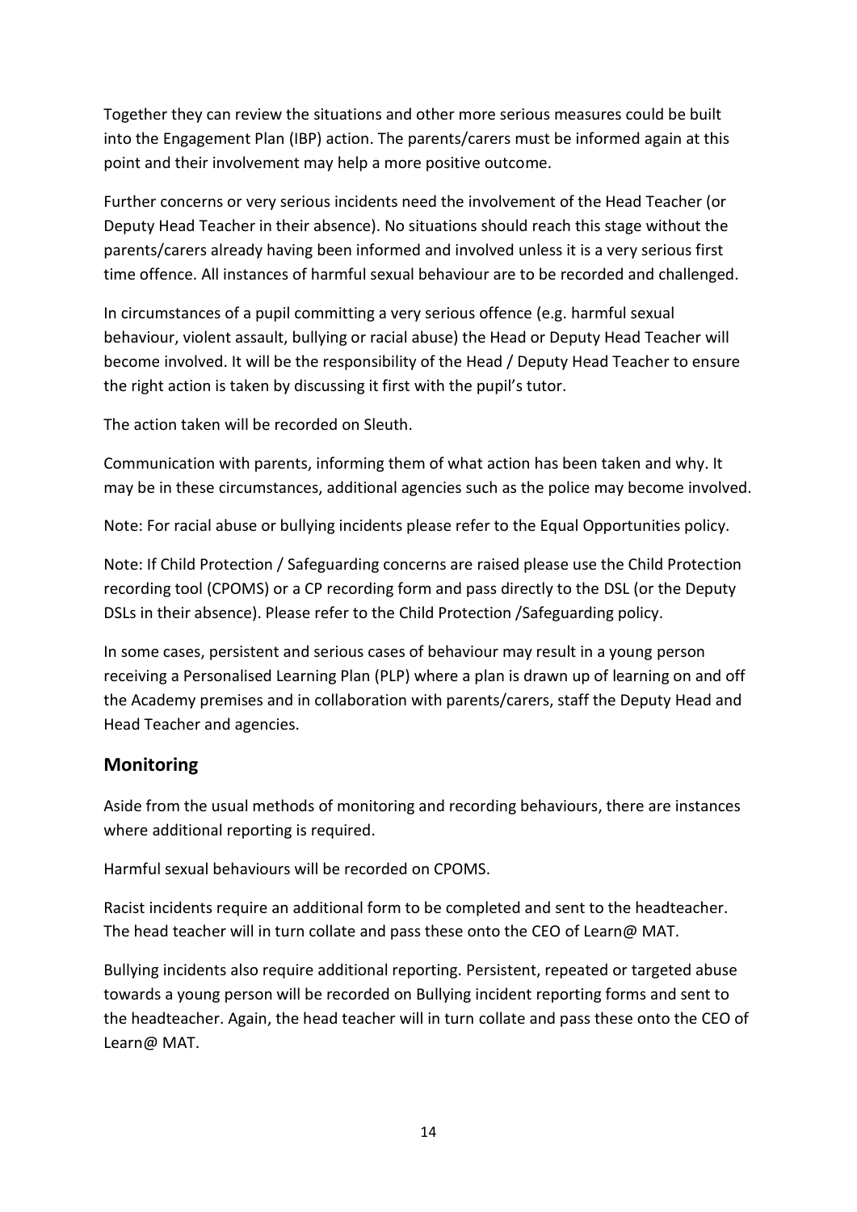Together they can review the situations and other more serious measures could be built into the Engagement Plan (IBP) action. The parents/carers must be informed again at this point and their involvement may help a more positive outcome.

Further concerns or very serious incidents need the involvement of the Head Teacher (or Deputy Head Teacher in their absence). No situations should reach this stage without the parents/carers already having been informed and involved unless it is a very serious first time offence. All instances of harmful sexual behaviour are to be recorded and challenged.

In circumstances of a pupil committing a very serious offence (e.g. harmful sexual behaviour, violent assault, bullying or racial abuse) the Head or Deputy Head Teacher will become involved. It will be the responsibility of the Head / Deputy Head Teacher to ensure the right action is taken by discussing it first with the pupil's tutor.

The action taken will be recorded on Sleuth.

Communication with parents, informing them of what action has been taken and why. It may be in these circumstances, additional agencies such as the police may become involved.

Note: For racial abuse or bullying incidents please refer to the Equal Opportunities policy.

Note: If Child Protection / Safeguarding concerns are raised please use the Child Protection recording tool (CPOMS) or a CP recording form and pass directly to the DSL (or the Deputy DSLs in their absence). Please refer to the Child Protection /Safeguarding policy.

In some cases, persistent and serious cases of behaviour may result in a young person receiving a Personalised Learning Plan (PLP) where a plan is drawn up of learning on and off the Academy premises and in collaboration with parents/carers, staff the Deputy Head and Head Teacher and agencies.

## Monitoring

Aside from the usual methods of monitoring and recording behaviours, there are instances where additional reporting is required.

Harmful sexual behaviours will be recorded on CPOMS.

Racist incidents require an additional form to be completed and sent to the headteacher. The head teacher will in turn collate and pass these onto the CEO of Learn@ MAT.

Bullying incidents also require additional reporting. Persistent, repeated or targeted abuse towards a young person will be recorded on Bullying incident reporting forms and sent to the headteacher. Again, the head teacher will in turn collate and pass these onto the CEO of Learn@ MAT.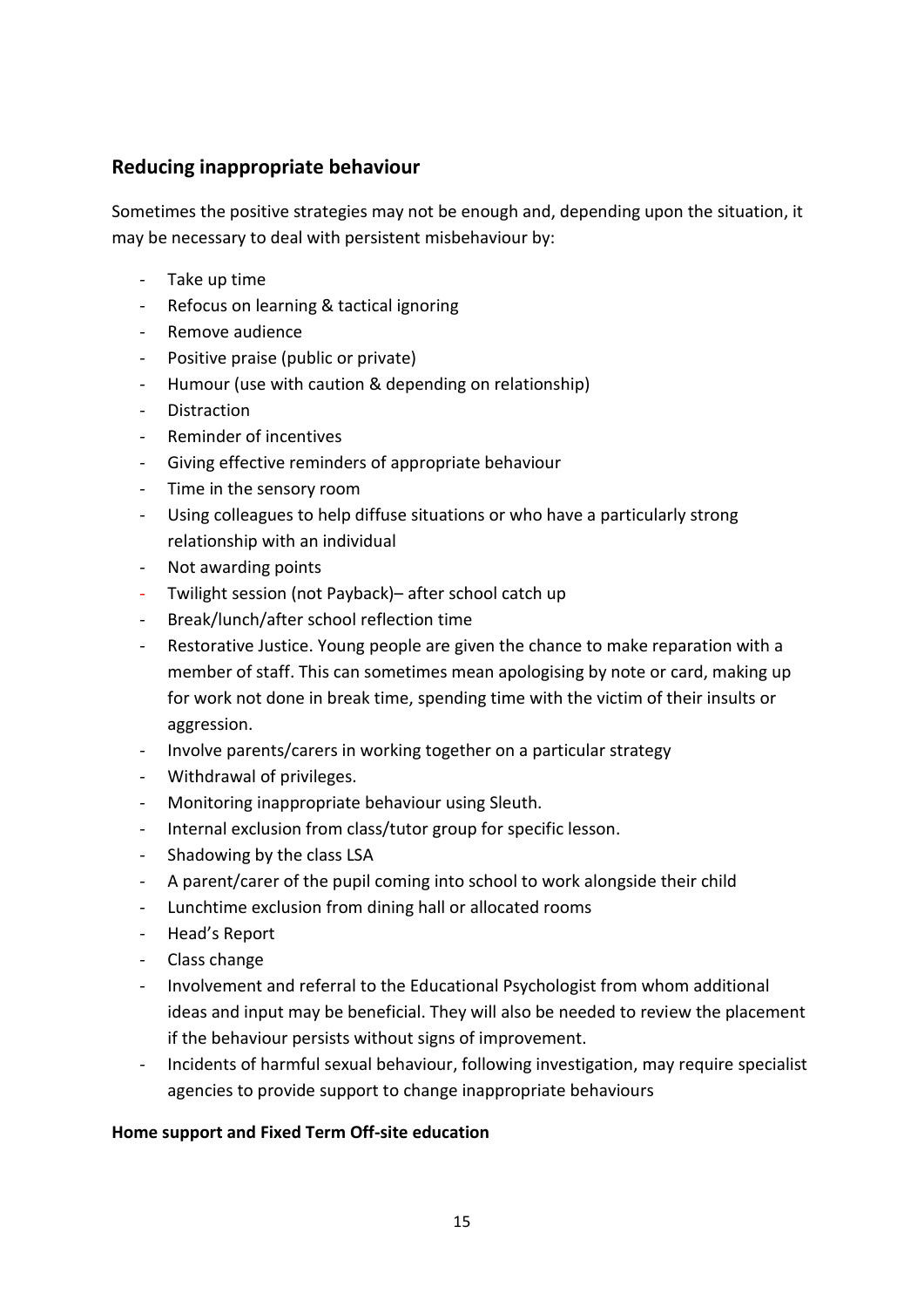## Reducing inappropriate behaviour

Sometimes the positive strategies may not be enough and, depending upon the situation, it may be necessary to deal with persistent misbehaviour by:

- Take up time
- Refocus on learning & tactical ignoring
- Remove audience
- Positive praise (public or private)
- Humour (use with caution & depending on relationship)
- Distraction
- Reminder of incentives
- Giving effective reminders of appropriate behaviour
- Time in the sensory room
- Using colleagues to help diffuse situations or who have a particularly strong relationship with an individual
- Not awarding points
- Twilight session (not Payback)– after school catch up
- Break/lunch/after school reflection time
- Restorative Justice. Young people are given the chance to make reparation with a member of staff. This can sometimes mean apologising by note or card, making up for work not done in break time, spending time with the victim of their insults or aggression.
- Involve parents/carers in working together on a particular strategy
- Withdrawal of privileges.
- Monitoring inappropriate behaviour using Sleuth.
- Internal exclusion from class/tutor group for specific lesson.
- Shadowing by the class LSA
- A parent/carer of the pupil coming into school to work alongside their child
- Lunchtime exclusion from dining hall or allocated rooms
- Head's Report
- Class change
- Involvement and referral to the Educational Psychologist from whom additional ideas and input may be beneficial. They will also be needed to review the placement if the behaviour persists without signs of improvement.
- Incidents of harmful sexual behaviour, following investigation, may require specialist agencies to provide support to change inappropriate behaviours

**Home support and Fixed Term Off-site education**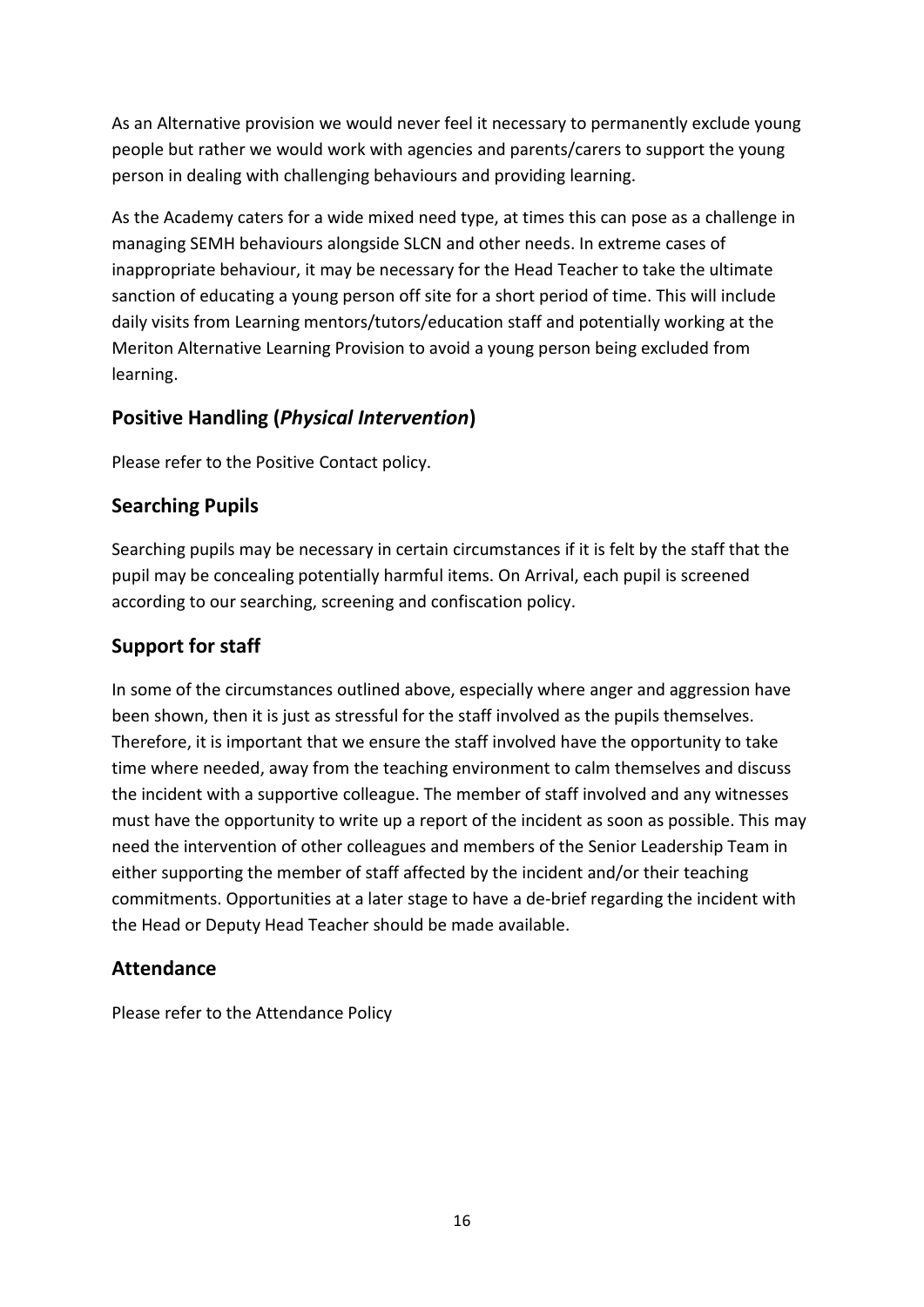As an Alternative provision we would never feel it necessary to permanently exclude young people but rather we would work with agencies and parents/carers to support the young person in dealing with challenging behaviours and providing learning.

As the Academy caters for a wide mixed need type, at times this can pose as a challenge in managing SEMH behaviours alongside SLCN and other needs. In extreme cases of inappropriate behaviour, it may be necessary for the Head Teacher to take the ultimate sanction of educating a young person off site for a short period of time. This will include daily visits from Learning mentors/tutors/education staff and potentially working at the Meriton Alternative Learning Provision to avoid a young person being excluded from learning.

## Positive Handling (*Physical Intervention*)

Please refer to the Positive Contact policy.

## Searching Pupils

Searching pupils may be necessary in certain circumstances if it is felt by the staff that the pupil may be concealing potentially harmful items. On Arrival, each pupil is screened according to our searching, screening and confiscation policy.

## Support for staff

In some of the circumstances outlined above, especially where anger and aggression have been shown, then it is just as stressful for the staff involved as the pupils themselves. Therefore, it is important that we ensure the staff involved have the opportunity to take time where needed, away from the teaching environment to calm themselves and discuss the incident with a supportive colleague. The member of staff involved and any witnesses must have the opportunity to write up a report of the incident as soon as possible. This may need the intervention of other colleagues and members of the Senior Leadership Team in either supporting the member of staff affected by the incident and/or their teaching commitments. Opportunities at a later stage to have a de-brief regarding the incident with the Head or Deputy Head Teacher should be made available.

## Attendance

Please refer to the Attendance Policy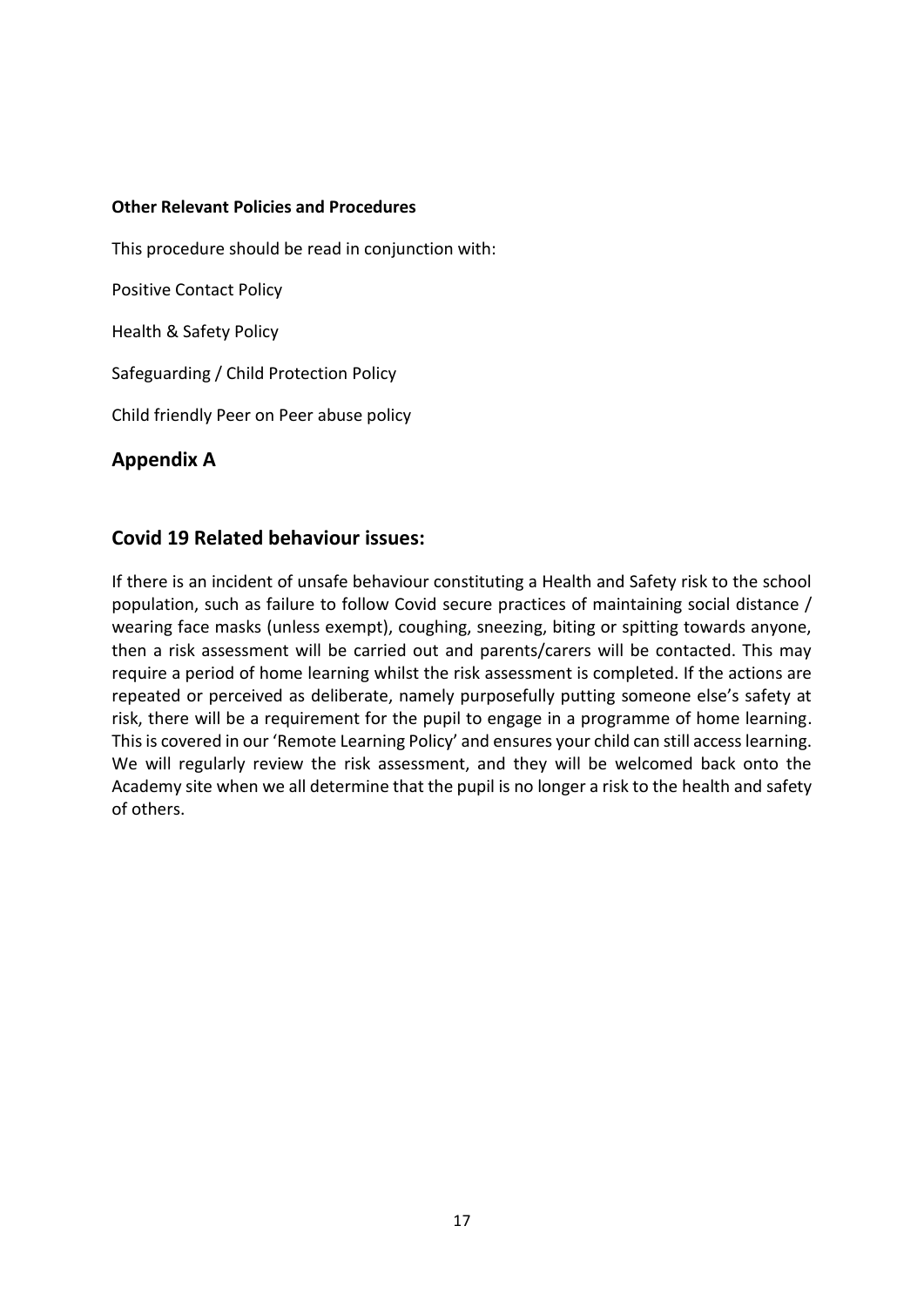**Other Relevant Policies and Procedures**

This procedure should be read in conjunction with:

Positive Contact Policy

Health & Safety Policy

Safeguarding / Child Protection Policy

Child friendly Peer on Peer abuse policy

## Appendix A

## Covid 19 Related behaviour issues:

If there is an incident of unsafe behaviour constituting a Health and Safety risk to the school population, such as failure to follow Covid secure practices of maintaining social distance / wearing face masks (unless exempt), coughing, sneezing, biting or spitting towards anyone, then a risk assessment will be carried out and parents/carers will be contacted. This may require a period of home learning whilst the risk assessment is completed. If the actions are repeated or perceived as deliberate, namely purposefully putting someone else's safety at risk, there will be a requirement for the pupil to engage in a programme of home learning. This is covered in our 'Remote Learning Policy' and ensures your child can still access learning. We will regularly review the risk assessment, and they will be welcomed back onto the Academy site when we all determine that the pupil is no longer a risk to the health and safety of others.